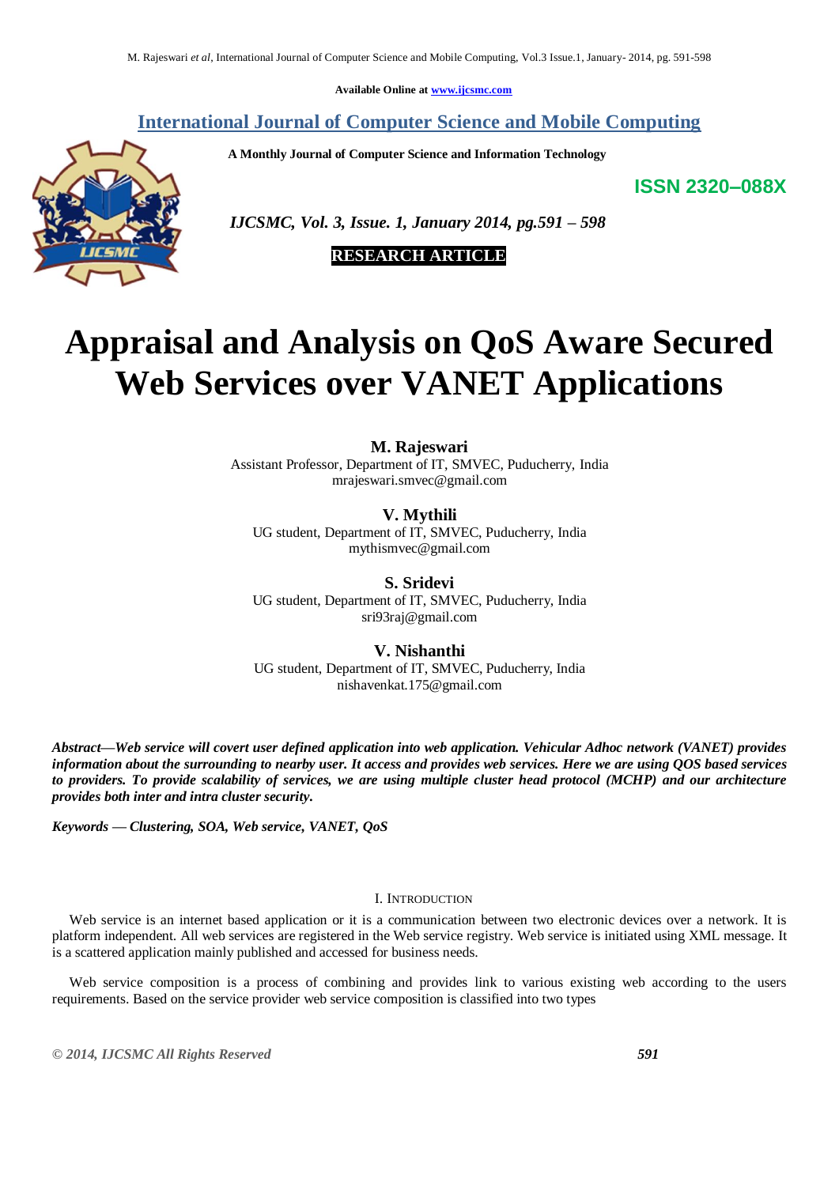Available Online at www.ijcsmc.com

## International Journal of Computer Science and Mobile Computing

**A Monthly Journal of Computer Science and Information Technology**

**ISSN 2320–088X**

*IJCSMC, Vol. 3, Issue. 1, January 2014, pg.591 – 598*

**RESEARCH ARTICLE**

# Appraisal and Analysis on QoS Aware Secured Web Services over VANET Applications

**M. Rajeswari**
Assistant Professor, Department of IT, SMVEC, Puducherry, India
mrajeswari.smvec@gmail.com

**V. Mythili**
UG student, Department of IT, SMVEC, Puducherry, India
mythismvec@gmail.com

**S. Sridevi**
UG student, Department of IT, SMVEC, Puducherry, India
sri93raj@gmail.com

**V. Nishanthi**
UG student, Department of IT, SMVEC, Puducherry, India
nishavenkat.175@gmail.com

***Abstract—Web service will covert user defined application into web application. Vehicular Adhoc network (VANET) provides information about the surrounding to nearby user. It access and provides web services. Here we are using QOS based services to providers. To provide scalability of services, we are using multiple cluster head protocol (MCHP) and our architecture provides both inter and intra cluster security.***

***Keywords — Clustering, SOA, Web service, VANET, QoS***

## I. Introduction

Web service is an internet based application or it is a communication between two electronic devices over a network. It is platform independent. All web services are registered in the Web service registry. Web service is initiated using XML message. It is a scattered application mainly published and accessed for business needs.

Web service composition is a process of combining and provides link to various existing web according to the users requirements. Based on the service provider web service composition is classified into two types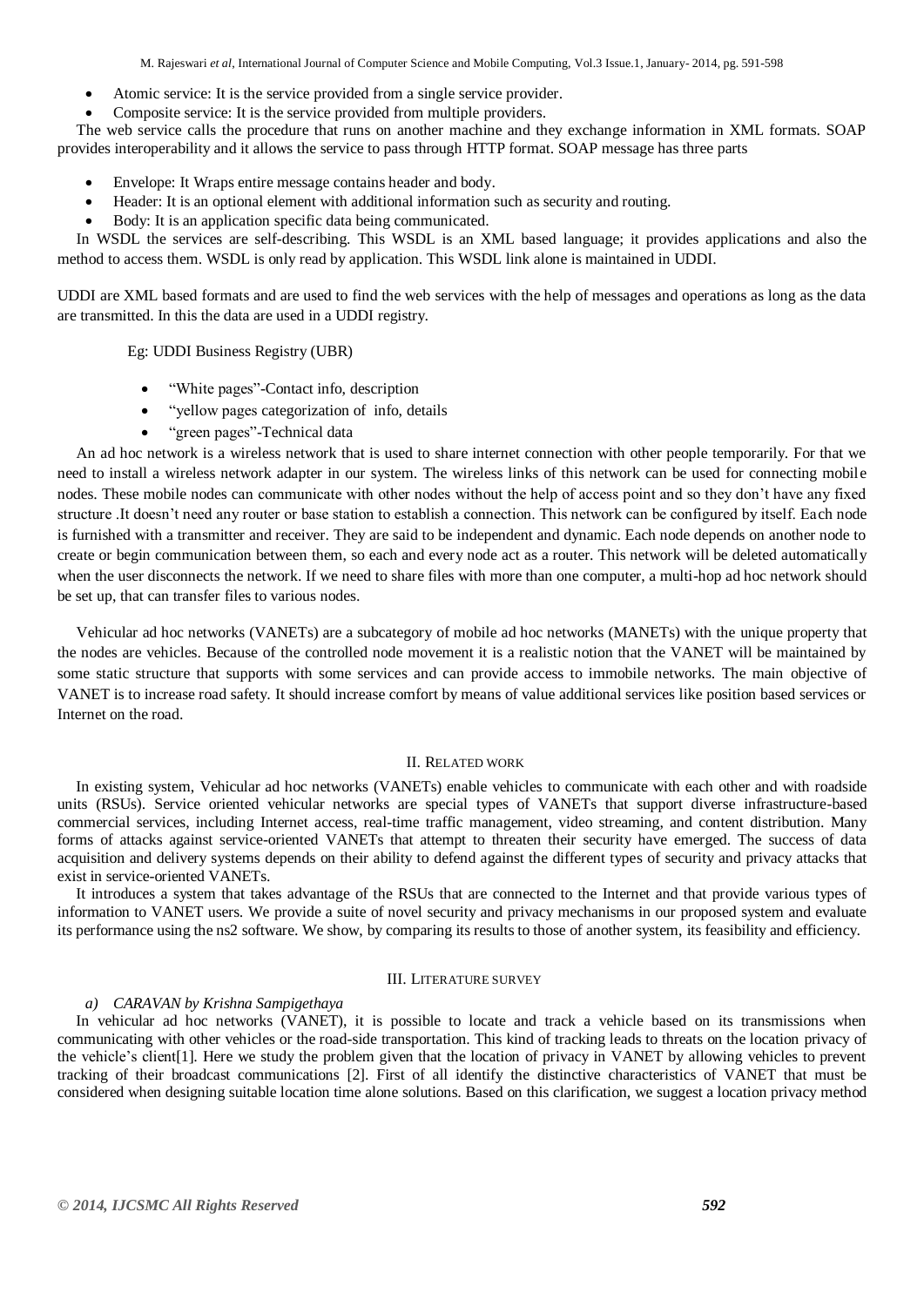- Atomic service: It is the service provided from a single service provider.
- Composite service: It is the service provided from multiple providers.

The web service calls the procedure that runs on another machine and they exchange information in XML formats. SOAP provides interoperability and it allows the service to pass through HTTP format. SOAP message has three parts

- Envelope: It Wraps entire message contains header and body.
- Header: It is an optional element with additional information such as security and routing.
- Body: It is an application specific data being communicated.

In WSDL the services are self-describing. This WSDL is an XML based language; it provides applications and also the method to access them. WSDL is only read by application. This WSDL link alone is maintained in UDDI.

UDDI are XML based formats and are used to find the web services with the help of messages and operations as long as the data are transmitted. In this the data are used in a UDDI registry.

Eg: UDDI Business Registry (UBR)

- "White pages"-Contact info, description
- "yellow pages categorization of info, details
- "green pages"-Technical data

An ad hoc network is a wireless network that is used to share internet connection with other people temporarily. For that we need to install a wireless network adapter in our system. The wireless links of this network can be used for connecting mobile nodes. These mobile nodes can communicate with other nodes without the help of access point and so they don't have any fixed structure .It doesn't need any router or base station to establish a connection. This network can be configured by itself. Each node is furnished with a transmitter and receiver. They are said to be independent and dynamic. Each node depends on another node to create or begin communication between them, so each and every node act as a router. This network will be deleted automatically when the user disconnects the network. If we need to share files with more than one computer, a multi-hop ad hoc network should be set up, that can transfer files to various nodes.

Vehicular ad hoc networks (VANETs) are a subcategory of mobile ad hoc networks (MANETs) with the unique property that the nodes are vehicles. Because of the controlled node movement it is a realistic notion that the VANET will be maintained by some static structure that supports with some services and can provide access to immobile networks. The main objective of VANET is to increase road safety. It should increase comfort by means of value additional services like position based services or Internet on the road.

## II. Related work

In existing system, Vehicular ad hoc networks (VANETs) enable vehicles to communicate with each other and with roadside units (RSUs). Service oriented vehicular networks are special types of VANETs that support diverse infrastructure-based commercial services, including Internet access, real-time traffic management, video streaming, and content distribution. Many forms of attacks against service-oriented VANETs that attempt to threaten their security have emerged. The success of data acquisition and delivery systems depends on their ability to defend against the different types of security and privacy attacks that exist in service-oriented VANETs.

It introduces a system that takes advantage of the RSUs that are connected to the Internet and that provide various types of information to VANET users. We provide a suite of novel security and privacy mechanisms in our proposed system and evaluate its performance using the ns2 software. We show, by comparing its results to those of another system, its feasibility and efficiency.

## III. Literature survey

### *a) CARAVAN by Krishna Sampigethaya*

In vehicular ad hoc networks (VANET), it is possible to locate and track a vehicle based on its transmissions when communicating with other vehicles or the road-side transportation. This kind of tracking leads to threats on the location privacy of the vehicle's client[1]. Here we study the problem given that the location of privacy in VANET by allowing vehicles to prevent tracking of their broadcast communications [2]. First of all identify the distinctive characteristics of VANET that must be considered when designing suitable location time alone solutions. Based on this clarification, we suggest a location privacy method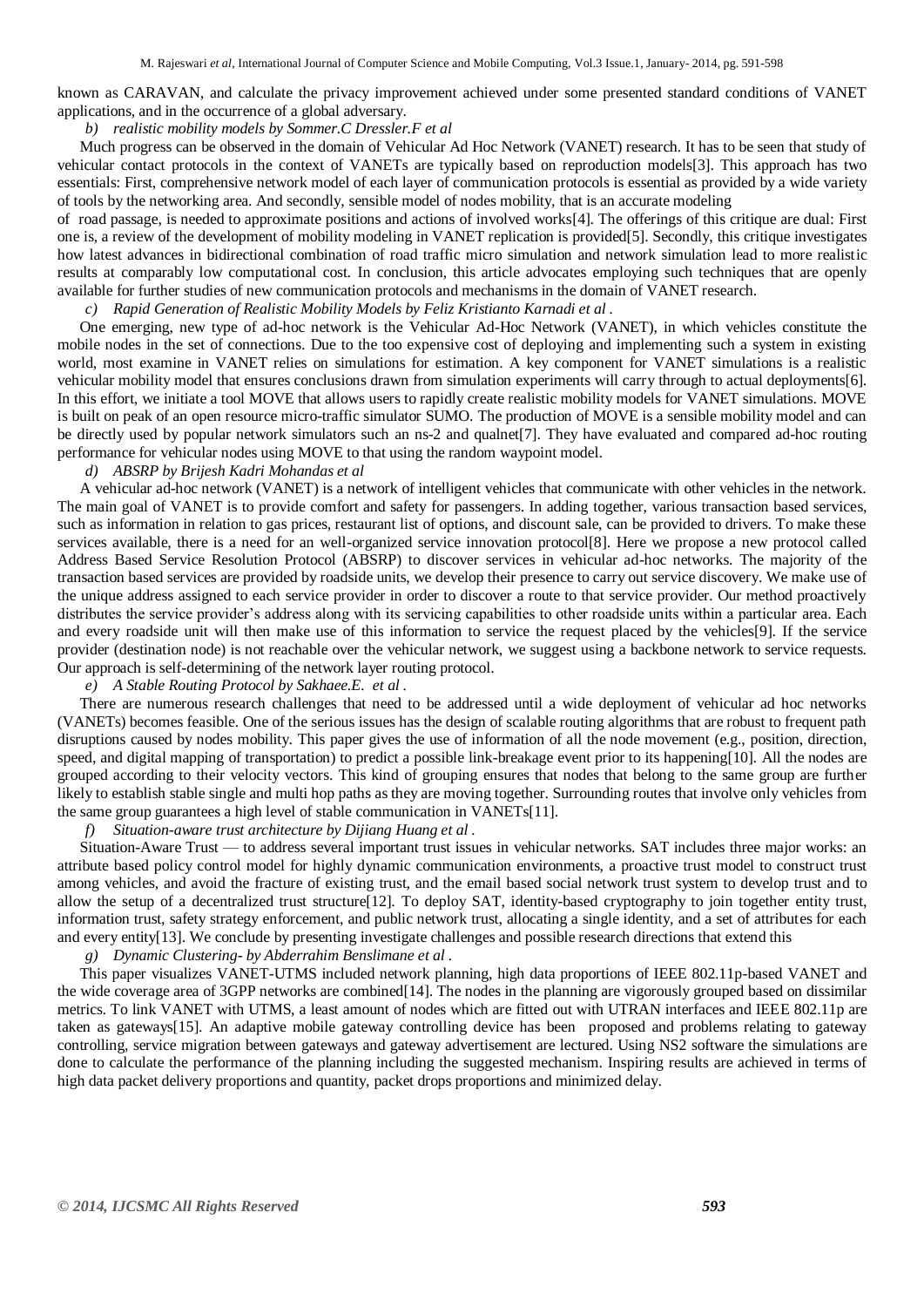known as CARAVAN, and calculate the privacy improvement achieved under some presented standard conditions of VANET applications, and in the occurrence of a global adversary.

*b) realistic mobility models by Sommer.C Dressler.F et al*

Much progress can be observed in the domain of Vehicular Ad Hoc Network (VANET) research. It has to be seen that study of vehicular contact protocols in the context of VANETs are typically based on reproduction models[3]. This approach has two essentials: First, comprehensive network model of each layer of communication protocols is essential as provided by a wide variety of tools by the networking area. And secondly, sensible model of nodes mobility, that is an accurate modeling of road passage, is needed to approximate positions and actions of involved works[4]. The offerings of this critique are dual: First one is, a review of the development of mobility modeling in VANET replication is provided[5]. Secondly, this critique investigates how latest advances in bidirectional combination of road traffic micro simulation and network simulation lead to more realistic results at comparably low computational cost. In conclusion, this article advocates employing such techniques that are openly available for further studies of new communication protocols and mechanisms in the domain of VANET research.

*c) Rapid Generation of Realistic Mobility Models by Feliz Kristianto Karnadi et al .*

One emerging, new type of ad-hoc network is the Vehicular Ad-Hoc Network (VANET), in which vehicles constitute the mobile nodes in the set of connections. Due to the too expensive cost of deploying and implementing such a system in existing world, most examine in VANET relies on simulations for estimation. A key component for VANET simulations is a realistic vehicular mobility model that ensures conclusions drawn from simulation experiments will carry through to actual deployments[6]. In this effort, we initiate a tool MOVE that allows users to rapidly create realistic mobility models for VANET simulations. MOVE is built on peak of an open resource micro-traffic simulator SUMO. The production of MOVE is a sensible mobility model and can be directly used by popular network simulators such an ns-2 and qualnet[7]. They have evaluated and compared ad-hoc routing performance for vehicular nodes using MOVE to that using the random waypoint model.

*d) ABSRP by Brijesh Kadri Mohandas et al*

A vehicular ad-hoc network (VANET) is a network of intelligent vehicles that communicate with other vehicles in the network. The main goal of VANET is to provide comfort and safety for passengers. In adding together, various transaction based services, such as information in relation to gas prices, restaurant list of options, and discount sale, can be provided to drivers. To make these services available, there is a need for an well-organized service innovation protocol[8]. Here we propose a new protocol called Address Based Service Resolution Protocol (ABSRP) to discover services in vehicular ad-hoc networks. The majority of the transaction based services are provided by roadside units, we develop their presence to carry out service discovery. We make use of the unique address assigned to each service provider in order to discover a route to that service provider. Our method proactively distributes the service provider's address along with its servicing capabilities to other roadside units within a particular area. Each and every roadside unit will then make use of this information to service the request placed by the vehicles[9]. If the service provider (destination node) is not reachable over the vehicular network, we suggest using a backbone network to service requests. Our approach is self-determining of the network layer routing protocol.

*e) A Stable Routing Protocol by Sakhaee.E. et al .*

There are numerous research challenges that need to be addressed until a wide deployment of vehicular ad hoc networks (VANETs) becomes feasible. One of the serious issues has the design of scalable routing algorithms that are robust to frequent path disruptions caused by nodes mobility. This paper gives the use of information of all the node movement (e.g., position, direction, speed, and digital mapping of transportation) to predict a possible link-breakage event prior to its happening[10]. All the nodes are grouped according to their velocity vectors. This kind of grouping ensures that nodes that belong to the same group are further likely to establish stable single and multi hop paths as they are moving together. Surrounding routes that involve only vehicles from the same group guarantees a high level of stable communication in VANETs[11].

*f) Situation-aware trust architecture by Dijiang Huang et al .*

Situation-Aware Trust — to address several important trust issues in vehicular networks. SAT includes three major works: an attribute based policy control model for highly dynamic communication environments, a proactive trust model to construct trust among vehicles, and avoid the fracture of existing trust, and the email based social network trust system to develop trust and to allow the setup of a decentralized trust structure[12]. To deploy SAT, identity-based cryptography to join together entity trust, information trust, safety strategy enforcement, and public network trust, allocating a single identity, and a set of attributes for each and every entity[13]. We conclude by presenting investigate challenges and possible research directions that extend this

*g) Dynamic Clustering- by Abderrahim Benslimane et al .*

This paper visualizes VANET-UTMS included network planning, high data proportions of IEEE 802.11p-based VANET and the wide coverage area of 3GPP networks are combined[14]. The nodes in the planning are vigorously grouped based on dissimilar metrics. To link VANET with UTMS, a least amount of nodes which are fitted out with UTRAN interfaces and IEEE 802.11p are taken as gateways[15]. An adaptive mobile gateway controlling device has been proposed and problems relating to gateway controlling, service migration between gateways and gateway advertisement are lectured. Using NS2 software the simulations are done to calculate the performance of the planning including the suggested mechanism. Inspiring results are achieved in terms of high data packet delivery proportions and quantity, packet drops proportions and minimized delay.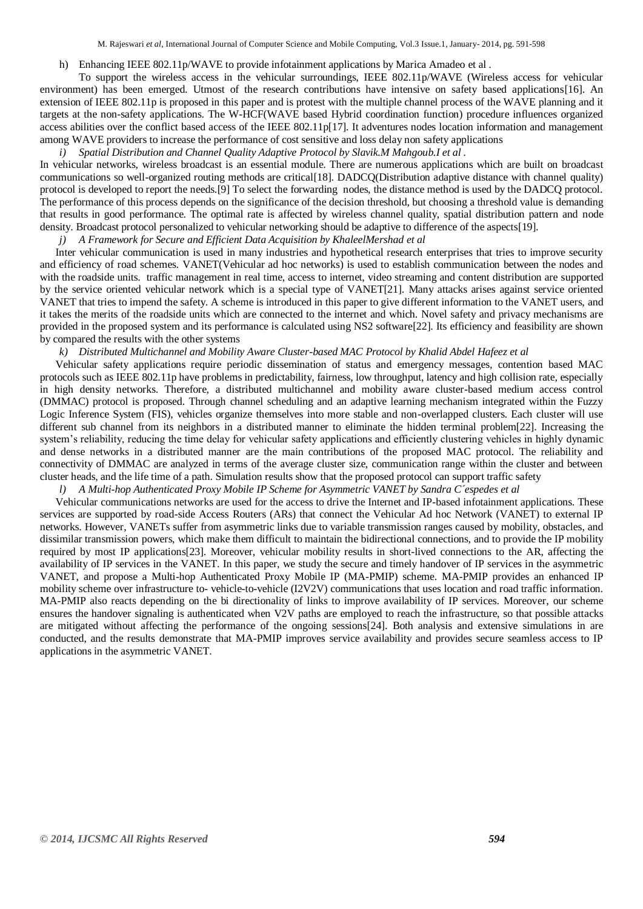h) Enhancing IEEE 802.11p/WAVE to provide infotainment applications by Marica Amadeo et al .

To support the wireless access in the vehicular surroundings, IEEE 802.11p/WAVE (Wireless access for vehicular environment) has been emerged. Utmost of the research contributions have intensive on safety based applications[16]. An extension of IEEE 802.11p is proposed in this paper and is protest with the multiple channel process of the WAVE planning and it targets at the non-safety applications. The W-HCF(WAVE based Hybrid coordination function) procedure influences organized access abilities over the conflict based access of the IEEE 802.11p[17]. It adventures nodes location information and management among WAVE providers to increase the performance of cost sensitive and loss delay non safety applications

*i) Spatial Distribution and Channel Quality Adaptive Protocol by Slavik.M Mahgoub.I et al .*

In vehicular networks, wireless broadcast is an essential module. There are numerous applications which are built on broadcast communications so well-organized routing methods are critical[18]. DADCQ(Distribution adaptive distance with channel quality) protocol is developed to report the needs.[9] To select the forwarding nodes, the distance method is used by the DADCQ protocol. The performance of this process depends on the significance of the decision threshold, but choosing a threshold value is demanding that results in good performance. The optimal rate is affected by wireless channel quality, spatial distribution pattern and node density. Broadcast protocol personalized to vehicular networking should be adaptive to difference of the aspects[19].

*j) A Framework for Secure and Efficient Data Acquisition by KhaleelMershad et al*

Inter vehicular communication is used in many industries and hypothetical research enterprises that tries to improve security and efficiency of road schemes. VANET(Vehicular ad hoc networks) is used to establish communication between the nodes and with the roadside units. traffic management in real time, access to internet, video streaming and content distribution are supported by the service oriented vehicular network which is a special type of VANET[21]. Many attacks arises against service oriented VANET that tries to impend the safety. A scheme is introduced in this paper to give different information to the VANET users, and it takes the merits of the roadside units which are connected to the internet and which. Novel safety and privacy mechanisms are provided in the proposed system and its performance is calculated using NS2 software[22]. Its efficiency and feasibility are shown by compared the results with the other systems

*k) Distributed Multichannel and Mobility Aware Cluster-based MAC Protocol by Khalid Abdel Hafeez et al*

Vehicular safety applications require periodic dissemination of status and emergency messages, contention based MAC protocols such as IEEE 802.11p have problems in predictability, fairness, low throughput, latency and high collision rate, especially in high density networks. Therefore, a distributed multichannel and mobility aware cluster-based medium access control (DMMAC) protocol is proposed. Through channel scheduling and an adaptive learning mechanism integrated within the Fuzzy Logic Inference System (FIS), vehicles organize themselves into more stable and non-overlapped clusters. Each cluster will use different sub channel from its neighbors in a distributed manner to eliminate the hidden terminal problem[22]. Increasing the system's reliability, reducing the time delay for vehicular safety applications and efficiently clustering vehicles in highly dynamic and dense networks in a distributed manner are the main contributions of the proposed MAC protocol. The reliability and connectivity of DMMAC are analyzed in terms of the average cluster size, communication range within the cluster and between cluster heads, and the life time of a path. Simulation results show that the proposed protocol can support traffic safety

*l) A Multi-hop Authenticated Proxy Mobile IP Scheme for Asymmetric VANET by Sandra C´espedes et al*

Vehicular communications networks are used for the access to drive the Internet and IP-based infotainment applications. These services are supported by road-side Access Routers (ARs) that connect the Vehicular Ad hoc Network (VANET) to external IP networks. However, VANETs suffer from asymmetric links due to variable transmission ranges caused by mobility, obstacles, and dissimilar transmission powers, which make them difficult to maintain the bidirectional connections, and to provide the IP mobility required by most IP applications[23]. Moreover, vehicular mobility results in short-lived connections to the AR, affecting the availability of IP services in the VANET. In this paper, we study the secure and timely handover of IP services in the asymmetric VANET, and propose a Multi-hop Authenticated Proxy Mobile IP (MA-PMIP) scheme. MA-PMIP provides an enhanced IP mobility scheme over infrastructure to- vehicle-to-vehicle (I2V2V) communications that uses location and road traffic information. MA-PMIP also reacts depending on the bi directionality of links to improve availability of IP services. Moreover, our scheme ensures the handover signaling is authenticated when V2V paths are employed to reach the infrastructure, so that possible attacks are mitigated without affecting the performance of the ongoing sessions[24]. Both analysis and extensive simulations in are conducted, and the results demonstrate that MA-PMIP improves service availability and provides secure seamless access to IP applications in the asymmetric VANET.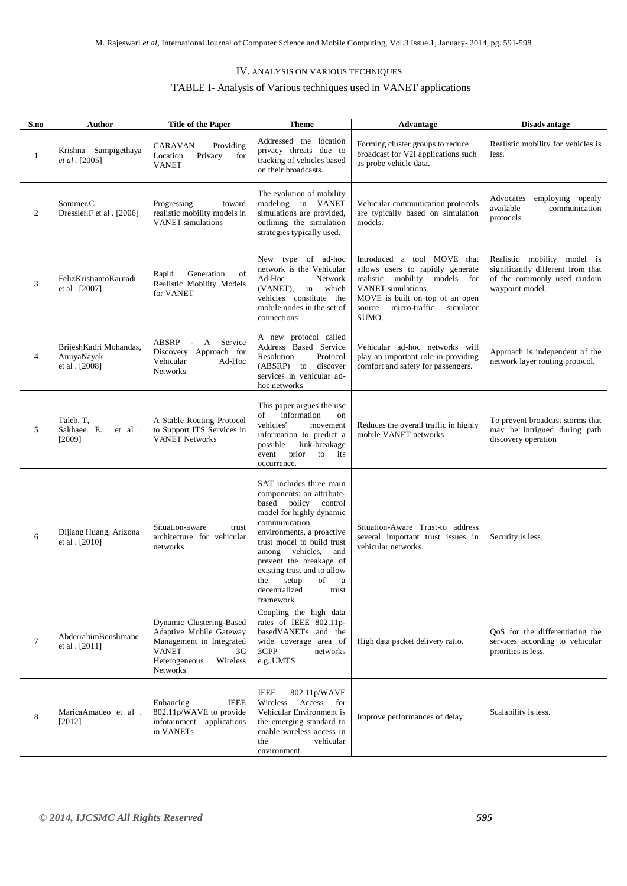## IV. ANALYSIS ON VARIOUS TECHNIQUES

### TABLE I- Analysis of Various techniques used in VANET applications

| S.no | Author | Title of the Paper | Theme | Advantage | Disadvantage |
|---|---|---|---|---|---|
| 1 | Krishna Sampigethaya *et al* . [2005] | CARAVAN: Providing Location Privacy for VANET | Addressed the location privacy threats due to tracking of vehicles based on their broadcasts. | Forming cluster groups to reduce broadcast for V2I applications such as probe vehicle data. | Realistic mobility for vehicles is less. |
| 2 | Sommer.C Dressler.F et al . [2006] | Progressing toward realistic mobility models in VANET simulations | The evolution of mobility modeling in VANET simulations are provided, outlining the simulation strategies typically used. | Vehicular communication protocols are typically based on simulation models. | Advocates employing openly available communication protocols |
| 3 | FelizKristiantoKarnadi et al . [2007] | Rapid Generation of Realistic Mobility Models for VANET | New type of ad-hoc network is the Vehicular Ad-Hoc Network (VANET), in which vehicles constitute the mobile nodes in the set of connections | Introduced a tool MOVE that allows users to rapidly generate realistic mobility models for VANET simulations. MOVE is built on top of an open source micro-traffic simulator SUMO. | Realistic mobility model is significantly different from that of the commonly used random waypoint model. |
| 4 | BrijeshKadri Mohandas, AmiyaNayak et al . [2008] | ABSRP - A Service Discovery Approach for Vehicular Ad-Hoc Networks | A new protocol called Address Based Service Resolution Protocol (ABSRP) to discover services in vehicular ad-hoc networks | Vehicular ad-hoc networks will play an important role in providing comfort and safety for passengers. | Approach is independent of the network layer routing protocol. |
| 5 | Taleb. T, Sakhaee. E. et al . [2009] | A Stable Routing Protocol to Support ITS Services in VANET Networks | This paper argues the use of information on vehicles' movement information to predict a possible link-breakage event prior to its occurrence. | Reduces the overall traffic in highly mobile VANET networks | To prevent broadcast storms that may be intrigued during path discovery operation |
| 6 | Dijiang Huang, Arizona et al . [2010] | Situation-aware trust architecture for vehicular networks | SAT includes three main components: an attribute-based policy control model for highly dynamic communication environments, a proactive trust model to build trust among vehicles, and prevent the breakage of existing trust and to allow the setup of a decentralized trust framework | Situation-Aware Trust-to address several important trust issues in vehicular networks. | Security is less. |
| 7 | AbderrahimBenslimane et al . [2011] | Dynamic Clustering-Based Adaptive Mobile Gateway Management in Integrated VANET – 3G Heterogeneous Wireless Networks | Coupling the high data rates of IEEE 802.11p-basedVANETs and the wide coverage area of 3GPP networks e.g.,UMTS | High data packet delivery ratio. | QoS for the differentiating the services according to vehicular priorities is less. |
| 8 | MaricaAmadeo et al . [2012] | Enhancing IEEE 802.11p/WAVE to provide infotainment applications in VANETs | IEEE 802.11p/WAVE Wireless Access for Vehicular Environment is the emerging standard to enable wireless access in the vehicular environment. | Improve performances of delay | Scalability is less. |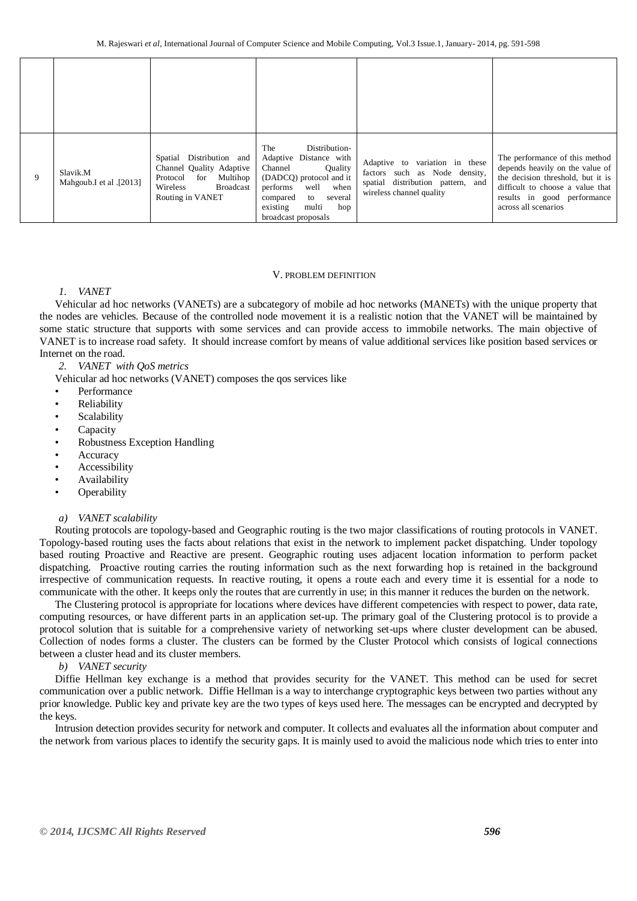| | | | | | |
|---|---|---|---|---|---|
| | | | | | |
| 9 | Slavik.M Mahgoub.I et al .[2013] | Spatial Distribution and Channel Quality Adaptive Protocol for Multihop Wireless Broadcast Routing in VANET | The Distribution-Adaptive Distance with Channel Quality (DADCQ) protocol and it performs well when compared to several existing multi hop broadcast proposals | Adaptive to variation in these factors such as Node density, spatial distribution pattern, and wireless channel quality | The performance of this method depends heavily on the value of the decision threshold, but it is difficult to choose a value that results in good performance across all scenarios |

## V. PROBLEM DEFINITION

### *1. VANET*

Vehicular ad hoc networks (VANETs) are a subcategory of mobile ad hoc networks (MANETs) with the unique property that the nodes are vehicles. Because of the controlled node movement it is a realistic notion that the VANET will be maintained by some static structure that supports with some services and can provide access to immobile networks. The main objective of VANET is to increase road safety. It should increase comfort by means of value additional services like position based services or Internet on the road.

### *2. VANET with QoS metrics*

Vehicular ad hoc networks (VANET) composes the qos services like

- Performance
- Reliability
- Scalability
- Capacity
- Robustness Exception Handling
- Accuracy
- Accessibility
- Availability
- Operability

#### *a) VANET scalability*

Routing protocols are topology-based and Geographic routing is the two major classifications of routing protocols in VANET. Topology-based routing uses the facts about relations that exist in the network to implement packet dispatching. Under topology based routing Proactive and Reactive are present. Geographic routing uses adjacent location information to perform packet dispatching. Proactive routing carries the routing information such as the next forwarding hop is retained in the background irrespective of communication requests. In reactive routing, it opens a route each and every time it is essential for a node to communicate with the other. It keeps only the routes that are currently in use; in this manner it reduces the burden on the network.

The Clustering protocol is appropriate for locations where devices have different competencies with respect to power, data rate, computing resources, or have different parts in an application set-up. The primary goal of the Clustering protocol is to provide a protocol solution that is suitable for a comprehensive variety of networking set-ups where cluster development can be abused. Collection of nodes forms a cluster. The clusters can be formed by the Cluster Protocol which consists of logical connections between a cluster head and its cluster members.

#### *b) VANET security*

Diffie Hellman key exchange is a method that provides security for the VANET. This method can be used for secret communication over a public network. Diffie Hellman is a way to interchange cryptographic keys between two parties without any prior knowledge. Public key and private key are the two types of keys used here. The messages can be encrypted and decrypted by the keys.

Intrusion detection provides security for network and computer. It collects and evaluates all the information about computer and the network from various places to identify the security gaps. It is mainly used to avoid the malicious node which tries to enter into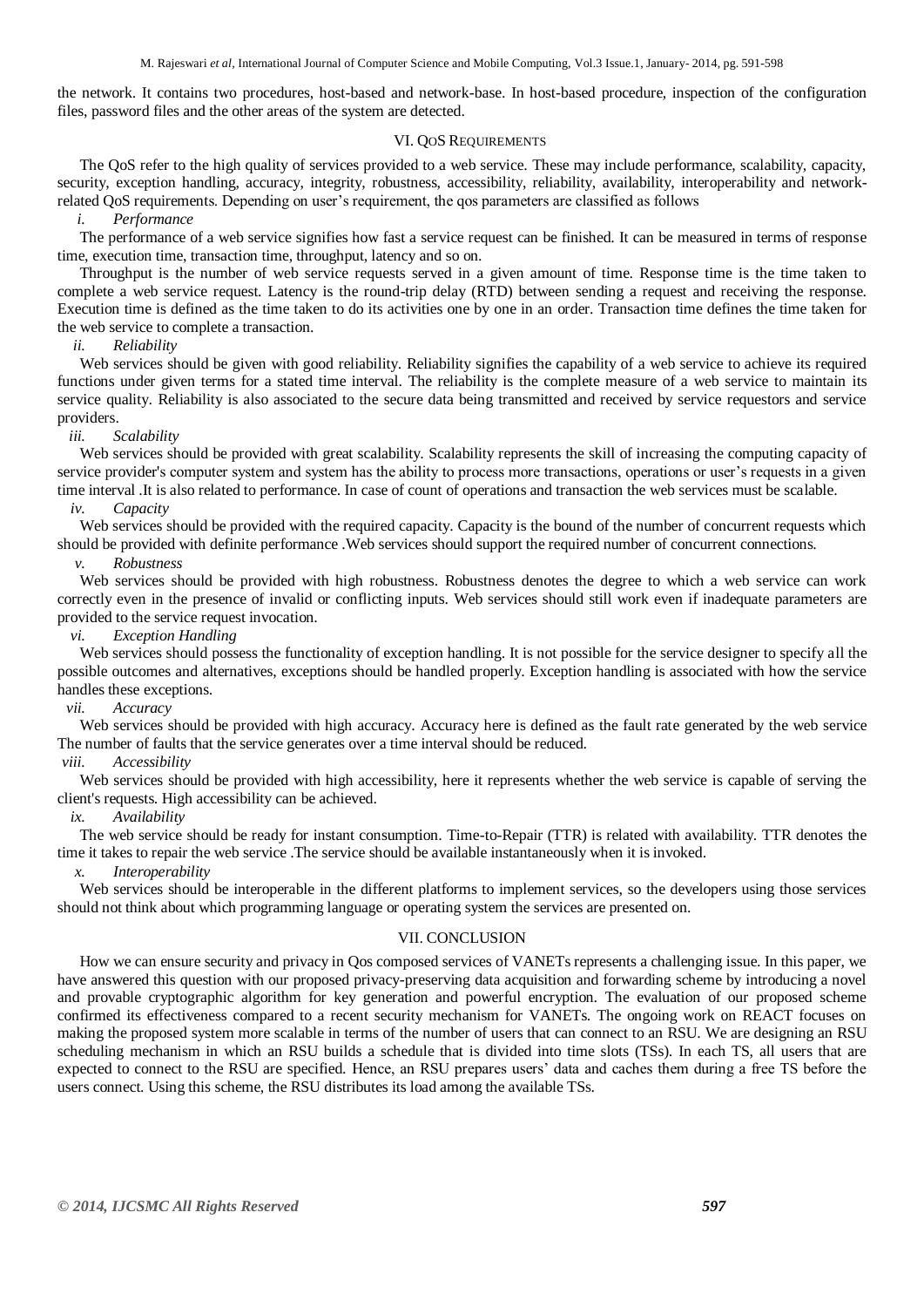the network. It contains two procedures, host-based and network-base. In host-based procedure, inspection of the configuration files, password files and the other areas of the system are detected.

## VI. QoS Requirements

The QoS refer to the high quality of services provided to a web service. These may include performance, scalability, capacity, security, exception handling, accuracy, integrity, robustness, accessibility, reliability, availability, interoperability and network-related QoS requirements. Depending on user's requirement, the qos parameters are classified as follows

### *i. Performance*

The performance of a web service signifies how fast a service request can be finished. It can be measured in terms of response time, execution time, transaction time, throughput, latency and so on.

Throughput is the number of web service requests served in a given amount of time. Response time is the time taken to complete a web service request. Latency is the round-trip delay (RTD) between sending a request and receiving the response. Execution time is defined as the time taken to do its activities one by one in an order. Transaction time defines the time taken for the web service to complete a transaction.

### *ii. Reliability*

Web services should be given with good reliability. Reliability signifies the capability of a web service to achieve its required functions under given terms for a stated time interval. The reliability is the complete measure of a web service to maintain its service quality. Reliability is also associated to the secure data being transmitted and received by service requestors and service providers.

### *iii. Scalability*

Web services should be provided with great scalability. Scalability represents the skill of increasing the computing capacity of service provider's computer system and system has the ability to process more transactions, operations or user's requests in a given time interval .It is also related to performance. In case of count of operations and transaction the web services must be scalable.

### *iv. Capacity*

Web services should be provided with the required capacity. Capacity is the bound of the number of concurrent requests which should be provided with definite performance .Web services should support the required number of concurrent connections.

### *v. Robustness*

Web services should be provided with high robustness. Robustness denotes the degree to which a web service can work correctly even in the presence of invalid or conflicting inputs. Web services should still work even if inadequate parameters are provided to the service request invocation.

### *vi. Exception Handling*

Web services should possess the functionality of exception handling. It is not possible for the service designer to specify all the possible outcomes and alternatives, exceptions should be handled properly. Exception handling is associated with how the service handles these exceptions.

### *vii. Accuracy*

Web services should be provided with high accuracy. Accuracy here is defined as the fault rate generated by the web service The number of faults that the service generates over a time interval should be reduced.

### *viii. Accessibility*

Web services should be provided with high accessibility, here it represents whether the web service is capable of serving the client's requests. High accessibility can be achieved.

### *ix. Availability*

The web service should be ready for instant consumption. Time-to-Repair (TTR) is related with availability. TTR denotes the time it takes to repair the web service .The service should be available instantaneously when it is invoked.

### *x. Interoperability*

Web services should be interoperable in the different platforms to implement services, so the developers using those services should not think about which programming language or operating system the services are presented on.

## VII. CONCLUSION

How we can ensure security and privacy in Qos composed services of VANETs represents a challenging issue. In this paper, we have answered this question with our proposed privacy-preserving data acquisition and forwarding scheme by introducing a novel and provable cryptographic algorithm for key generation and powerful encryption. The evaluation of our proposed scheme confirmed its effectiveness compared to a recent security mechanism for VANETs. The ongoing work on REACT focuses on making the proposed system more scalable in terms of the number of users that can connect to an RSU. We are designing an RSU scheduling mechanism in which an RSU builds a schedule that is divided into time slots (TSs). In each TS, all users that are expected to connect to the RSU are specified. Hence, an RSU prepares users' data and caches them during a free TS before the users connect. Using this scheme, the RSU distributes its load among the available TSs.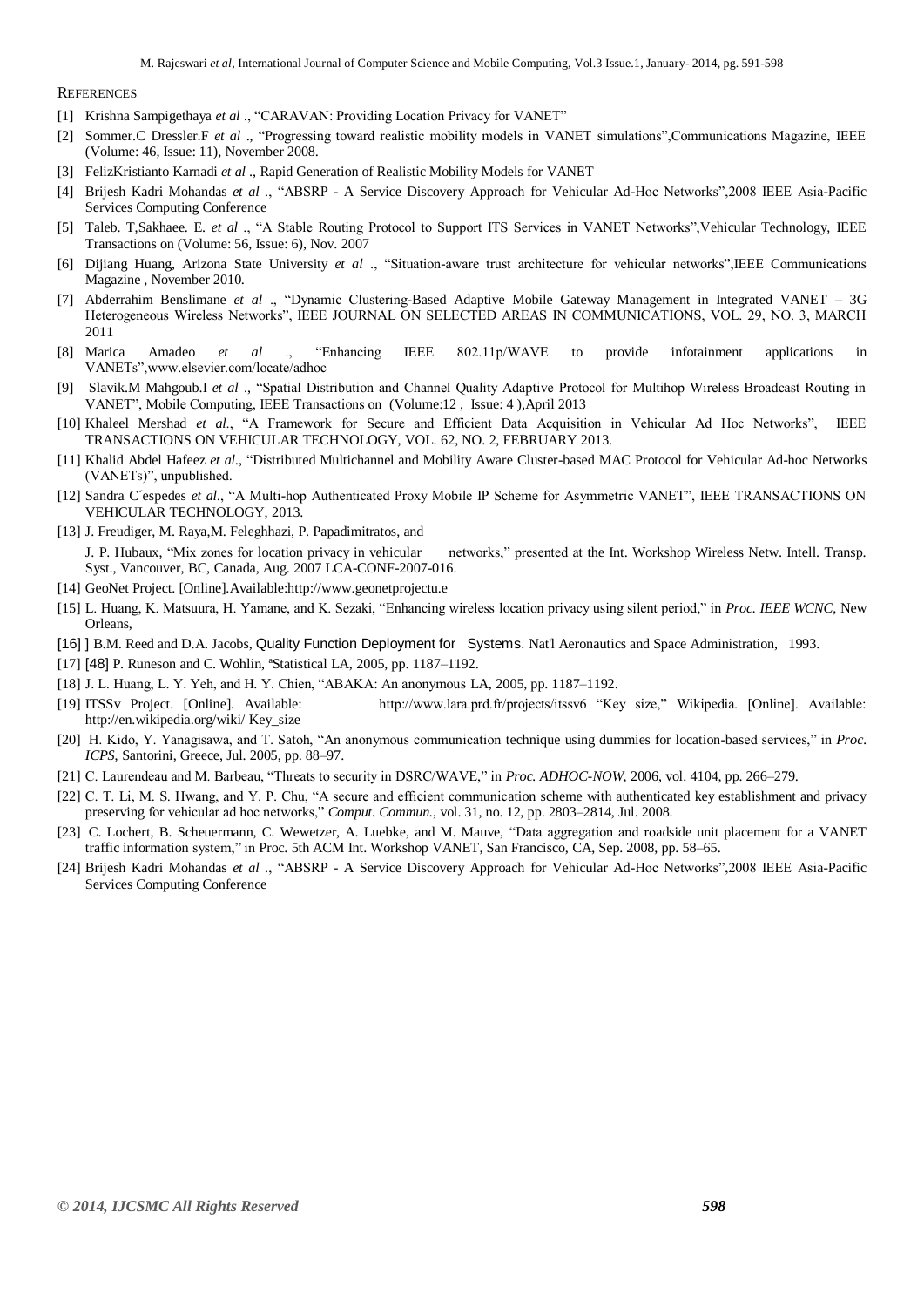## REFERENCES

[1] Krishna Sampigethaya *et al* ., "CARAVAN: Providing Location Privacy for VANET"

[2] Sommer.C Dressler.F *et al* ., "Progressing toward realistic mobility models in VANET simulations",Communications Magazine, IEEE (Volume: 46, Issue: 11), November 2008.

[3] FelizKristianto Karnadi *et al* ., Rapid Generation of Realistic Mobility Models for VANET

[4] Brijesh Kadri Mohandas *et al* ., "ABSRP - A Service Discovery Approach for Vehicular Ad-Hoc Networks",2008 IEEE Asia-Pacific Services Computing Conference

[5] Taleb. T,Sakhaee. E. *et al* ., "A Stable Routing Protocol to Support ITS Services in VANET Networks",Vehicular Technology, IEEE Transactions on (Volume: 56, Issue: 6), Nov. 2007

[6] Dijiang Huang, Arizona State University *et al* ., "Situation-aware trust architecture for vehicular networks",IEEE Communications Magazine , November 2010.

[7] Abderrahim Benslimane *et al* ., "Dynamic Clustering-Based Adaptive Mobile Gateway Management in Integrated VANET – 3G Heterogeneous Wireless Networks", IEEE JOURNAL ON SELECTED AREAS IN COMMUNICATIONS, VOL. 29, NO. 3, MARCH 2011

[8] Marica Amadeo *et al* ., "Enhancing IEEE 802.11p/WAVE to provide infotainment applications in VANETs",www.elsevier.com/locate/adhoc

[9] Slavik.M Mahgoub.I *et al* ., "Spatial Distribution and Channel Quality Adaptive Protocol for Multihop Wireless Broadcast Routing in VANET", Mobile Computing, IEEE Transactions on (Volume:12 , Issue: 4 ),April 2013

[10] Khaleel Mershad *et al*., "A Framework for Secure and Efficient Data Acquisition in Vehicular Ad Hoc Networks", IEEE TRANSACTIONS ON VEHICULAR TECHNOLOGY, VOL. 62, NO. 2, FEBRUARY 2013.

[11] Khalid Abdel Hafeez *et al*., "Distributed Multichannel and Mobility Aware Cluster-based MAC Protocol for Vehicular Ad-hoc Networks (VANETs)", unpublished.

[12] Sandra C´espedes *et al*., "A Multi-hop Authenticated Proxy Mobile IP Scheme for Asymmetric VANET", IEEE TRANSACTIONS ON VEHICULAR TECHNOLOGY, 2013.

[13] J. Freudiger, M. Raya,M. Feleghhazi, P. Papadimitratos, and J. P. Hubaux, "Mix zones for location privacy in vehicular networks," presented at the Int. Workshop Wireless Netw. Intell. Transp. Syst., Vancouver, BC, Canada, Aug. 2007 LCA-CONF-2007-016.

[14] GeoNet Project. [Online].Available:http://www.geonetprojectu.e

[15] L. Huang, K. Matsuura, H. Yamane, and K. Sezaki, "Enhancing wireless location privacy using silent period," in *Proc. IEEE WCNC*, New Orleans,

[16] ] B.M. Reed and D.A. Jacobs, Quality Function Deployment for Systems. Nat'l Aeronautics and Space Administration, 1993.

[17] [48] P. Runeson and C. Wohlin, ªStatistical LA, 2005, pp. 1187–1192.

[18] J. L. Huang, L. Y. Yeh, and H. Y. Chien, "ABAKA: An anonymous LA, 2005, pp. 1187–1192.

[19] ITSSv Project. [Online]. Available: http://www.lara.prd.fr/projects/itssv6 "Key size," Wikipedia. [Online]. Available: http://en.wikipedia.org/wiki/ Key_size

[20] H. Kido, Y. Yanagisawa, and T. Satoh, "An anonymous communication technique using dummies for location-based services," in *Proc. ICPS*, Santorini, Greece, Jul. 2005, pp. 88–97.

[21] C. Laurendeau and M. Barbeau, "Threats to security in DSRC/WAVE," in *Proc. ADHOC-NOW*, 2006, vol. 4104, pp. 266–279.

[22] C. T. Li, M. S. Hwang, and Y. P. Chu, "A secure and efficient communication scheme with authenticated key establishment and privacy preserving for vehicular ad hoc networks," *Comput. Commun.*, vol. 31, no. 12, pp. 2803–2814, Jul. 2008.

[23] C. Lochert, B. Scheuermann, C. Wewetzer, A. Luebke, and M. Mauve, "Data aggregation and roadside unit placement for a VANET traffic information system," in Proc. 5th ACM Int. Workshop VANET, San Francisco, CA, Sep. 2008, pp. 58–65.

[24] Brijesh Kadri Mohandas *et al* ., "ABSRP - A Service Discovery Approach for Vehicular Ad-Hoc Networks",2008 IEEE Asia-Pacific Services Computing Conference